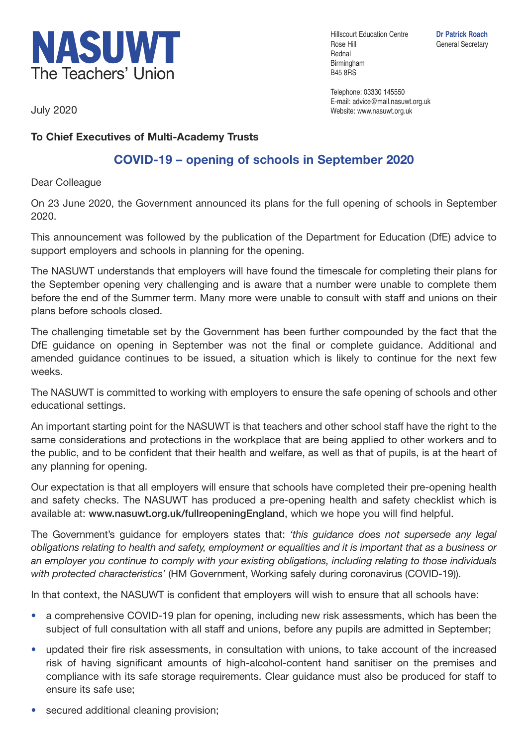# NASUWT
The Teachers' Union

Hillscourt Education Centre
Rose Hill
Rednal
Birmingham
B45 8RS

Telephone: 03330 145550
E-mail: advice@mail.nasuwt.org.uk
Website: www.nasuwt.org.uk

**Dr Patrick Roach**
General Secretary

July 2020

**To Chief Executives of Multi-Academy Trusts**

## COVID-19 – opening of schools in September 2020

Dear Colleague

On 23 June 2020, the Government announced its plans for the full opening of schools in September 2020.

This announcement was followed by the publication of the Department for Education (DfE) advice to support employers and schools in planning for the opening.

The NASUWT understands that employers will have found the timescale for completing their plans for the September opening very challenging and is aware that a number were unable to complete them before the end of the Summer term. Many more were unable to consult with staff and unions on their plans before schools closed.

The challenging timetable set by the Government has been further compounded by the fact that the DfE guidance on opening in September was not the final or complete guidance. Additional and amended guidance continues to be issued, a situation which is likely to continue for the next few weeks.

The NASUWT is committed to working with employers to ensure the safe opening of schools and other educational settings.

An important starting point for the NASUWT is that teachers and other school staff have the right to the same considerations and protections in the workplace that are being applied to other workers and to the public, and to be confident that their health and welfare, as well as that of pupils, is at the heart of any planning for opening.

Our expectation is that all employers will ensure that schools have completed their pre-opening health and safety checks. The NASUWT has produced a pre-opening health and safety checklist which is available at: **www.nasuwt.org.uk/fullreopeningEngland**, which we hope you will find helpful.

The Government's guidance for employers states that: *'this guidance does not supersede any legal obligations relating to health and safety, employment or equalities and it is important that as a business or an employer you continue to comply with your existing obligations, including relating to those individuals with protected characteristics'* (HM Government, Working safely during coronavirus (COVID-19)).

In that context, the NASUWT is confident that employers will wish to ensure that all schools have:

- a comprehensive COVID-19 plan for opening, including new risk assessments, which has been the subject of full consultation with all staff and unions, before any pupils are admitted in September;
- updated their fire risk assessments, in consultation with unions, to take account of the increased risk of having significant amounts of high-alcohol-content hand sanitiser on the premises and compliance with its safe storage requirements. Clear guidance must also be produced for staff to ensure its safe use;
- secured additional cleaning provision;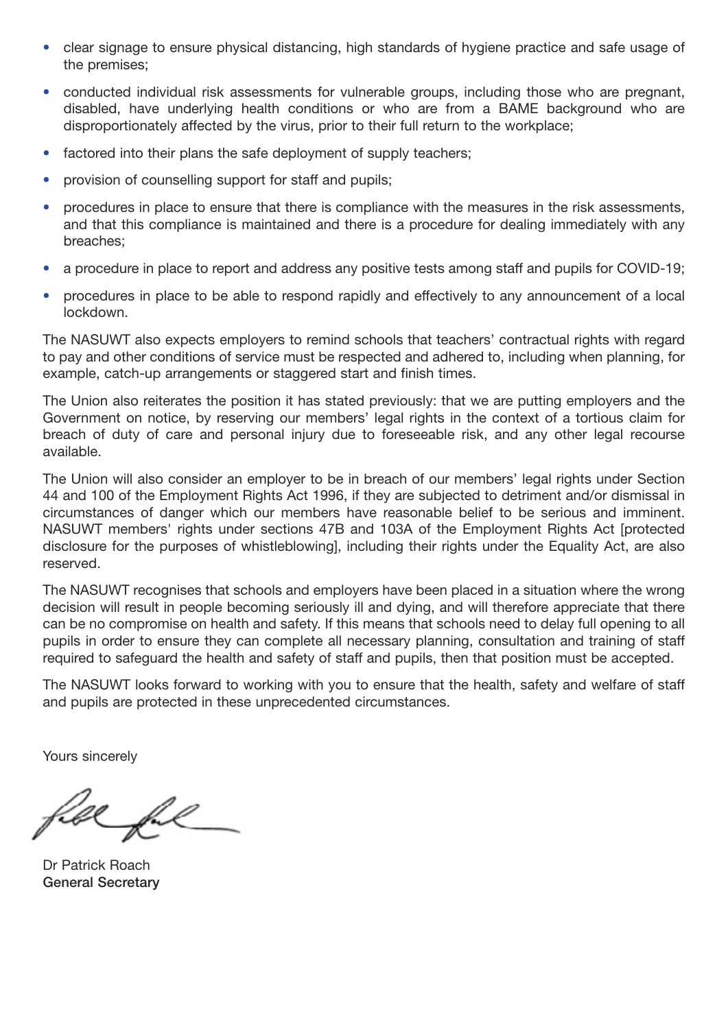- clear signage to ensure physical distancing, high standards of hygiene practice and safe usage of the premises;
- conducted individual risk assessments for vulnerable groups, including those who are pregnant, disabled, have underlying health conditions or who are from a BAME background who are disproportionately affected by the virus, prior to their full return to the workplace;
- factored into their plans the safe deployment of supply teachers;
- provision of counselling support for staff and pupils;
- procedures in place to ensure that there is compliance with the measures in the risk assessments, and that this compliance is maintained and there is a procedure for dealing immediately with any breaches;
- a procedure in place to report and address any positive tests among staff and pupils for COVID-19;
- procedures in place to be able to respond rapidly and effectively to any announcement of a local lockdown.

The NASUWT also expects employers to remind schools that teachers' contractual rights with regard to pay and other conditions of service must be respected and adhered to, including when planning, for example, catch-up arrangements or staggered start and finish times.

The Union also reiterates the position it has stated previously: that we are putting employers and the Government on notice, by reserving our members' legal rights in the context of a tortious claim for breach of duty of care and personal injury due to foreseeable risk, and any other legal recourse available.

The Union will also consider an employer to be in breach of our members' legal rights under Section 44 and 100 of the Employment Rights Act 1996, if they are subjected to detriment and/or dismissal in circumstances of danger which our members have reasonable belief to be serious and imminent. NASUWT members' rights under sections 47B and 103A of the Employment Rights Act [protected disclosure for the purposes of whistleblowing], including their rights under the Equality Act, are also reserved.

The NASUWT recognises that schools and employers have been placed in a situation where the wrong decision will result in people becoming seriously ill and dying, and will therefore appreciate that there can be no compromise on health and safety. If this means that schools need to delay full opening to all pupils in order to ensure they can complete all necessary planning, consultation and training of staff required to safeguard the health and safety of staff and pupils, then that position must be accepted.

The NASUWT looks forward to working with you to ensure that the health, safety and welfare of staff and pupils are protected in these unprecedented circumstances.

Yours sincerely

Dr Patrick Roach
**General Secretary**